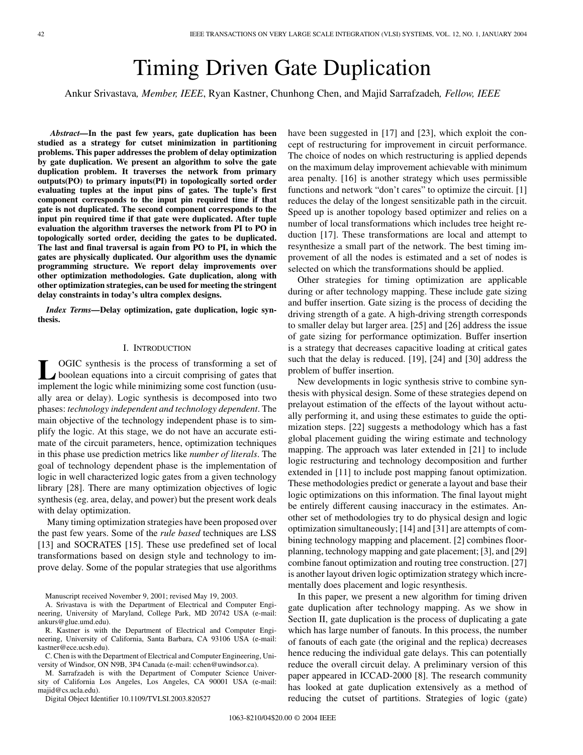# Timing Driven Gate Duplication

Ankur Srivastava, *Member, IEEE*, Ryan Kastner, Chunhong Chen, and Majid Sarrafzadeh, *Fellow, IEEE*

***Abstract*—In the past few years, gate duplication has been studied as a strategy for cutset minimization in partitioning problems. This paper addresses the problem of delay optimization by gate duplication. We present an algorithm to solve the gate duplication problem. It traverses the network from primary outputs(PO) to primary inputs(PI) in topologically sorted order evaluating tuples at the input pins of gates. The tuple's first component corresponds to the input pin required time if that gate is not duplicated. The second component corresponds to the input pin required time if that gate were duplicated. After tuple evaluation the algorithm traverses the network from PI to PO in topologically sorted order, deciding the gates to be duplicated. The last and final traversal is again from PO to PI, in which the gates are physically duplicated. Our algorithm uses the dynamic programming structure. We report delay improvements over other optimization methodologies. Gate duplication, along with other optimization strategies, can be used for meeting the stringent delay constraints in today's ultra complex designs.**

***Index Terms*—Delay optimization, gate duplication, logic synthesis.**

## I. Introduction

Logic synthesis is the process of transforming a set of boolean equations into a circuit comprising of gates that implement the logic while minimizing some cost function (usually area or delay). Logic synthesis is decomposed into two phases: *technology independent and technology dependent*. The main objective of the technology independent phase is to simplify the logic. At this stage, we do not have an accurate estimate of the circuit parameters, hence, optimization techniques in this phase use prediction metrics like *number of literals*. The goal of technology dependent phase is the implementation of logic in well characterized logic gates from a given technology library [28]. There are many optimization objectives of logic synthesis (eg. area, delay, and power) but the present work deals with delay optimization.

Many timing optimization strategies have been proposed over the past few years. Some of the *rule based* techniques are LSS [13] and SOCRATES [15]. These use predefined set of local transformations based on design style and technology to improve delay. Some of the popular strategies that use algorithms have been suggested in [17] and [23], which exploit the concept of restructuring for improvement in circuit performance. The choice of nodes on which restructuring is applied depends on the maximum delay improvement achievable with minimum area penalty. [16] is another strategy which uses permissible functions and network "don't cares" to optimize the circuit. [1] reduces the delay of the longest sensitizable path in the circuit. Speed up is another topology based optimizer and relies on a number of local transformations which includes tree height reduction [17]. These transformations are local and attempt to resynthesize a small part of the network. The best timing improvement of all the nodes is estimated and a set of nodes is selected on which the transformations should be applied.

Other strategies for timing optimization are applicable during or after technology mapping. These include gate sizing and buffer insertion. Gate sizing is the process of deciding the driving strength of a gate. A high-driving strength corresponds to smaller delay but larger area. [25] and [26] address the issue of gate sizing for performance optimization. Buffer insertion is a strategy that decreases capacitive loading at critical gates such that the delay is reduced. [19], [24] and [30] address the problem of buffer insertion.

New developments in logic synthesis strive to combine synthesis with physical design. Some of these strategies depend on prelayout estimation of the effects of the layout without actually performing it, and using these estimates to guide the optimization steps. [22] suggests a methodology which has a fast global placement guiding the wiring estimate and technology mapping. The approach was later extended in [21] to include logic restructuring and technology decomposition and further extended in [11] to include post mapping fanout optimization. These methodologies predict or generate a layout and base their logic optimizations on this information. The final layout might be entirely different causing inaccuracy in the estimates. Another set of methodologies try to do physical design and logic optimization simultaneously; [14] and [31] are attempts of combining technology mapping and placement. [2] combines floorplanning, technology mapping and gate placement; [3], and [29] combine fanout optimization and routing tree construction. [27] is another layout driven logic optimization strategy which incrementally does placement and logic resynthesis.

In this paper, we present a new algorithm for timing driven gate duplication after technology mapping. As we show in Section II, gate duplication is the process of duplicating a gate which has large number of fanouts. In this process, the number of fanouts of each gate (the original and the replica) decreases hence reducing the individual gate delays. This can potentially reduce the overall circuit delay. A preliminary version of this paper appeared in ICCAD-2000 [8]. The research community has looked at gate duplication extensively as a method of reducing the cutset of partitions. Strategies of logic (gate)

---

Manuscript received November 9, 2001; revised May 19, 2003.

A. Srivastava is with the Department of Electrical and Computer Engineering, University of Maryland, College Park, MD 20742 USA (e-mail: ankurs@glue.umd.edu).

R. Kastner is with the Department of Electrical and Computer Engineering, University of California, Santa Barbara, CA 93106 USA (e-mail: kastner@ece.ucsb.edu).

C. Chen is with the Department of Electrical and Computer Engineering, University of Windsor, ON N9B, 3P4 Canada (e-mail: cchen@uwindsor.ca).

M. Sarrafzadeh is with the Department of Computer Science University of California Los Angeles, Los Angeles, CA 90001 USA (e-mail: majid@cs.ucla.edu).

Digital Object Identifier 10.1109/TVLSI.2003.820527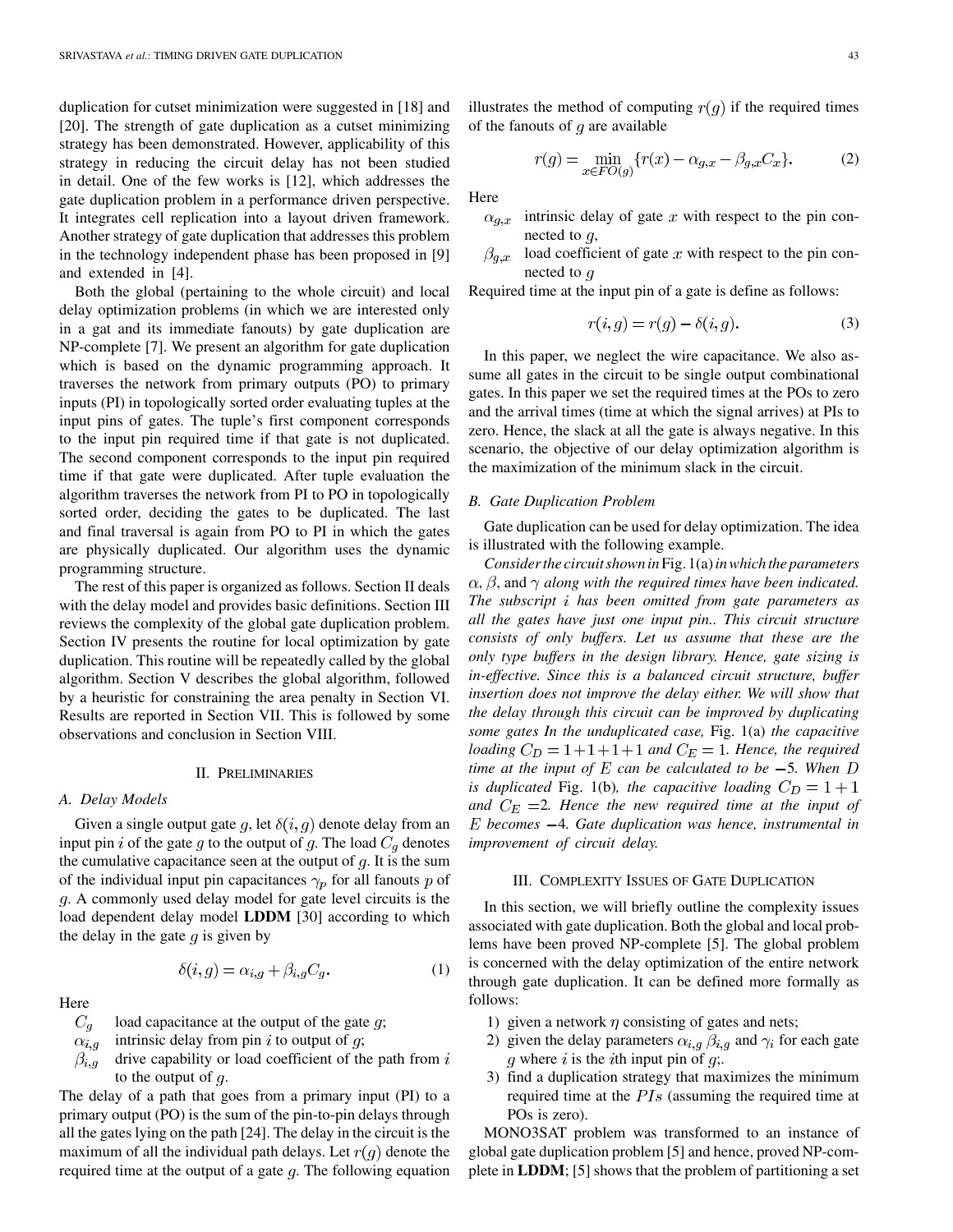duplication for cutset minimization were suggested in [18] and [20]. The strength of gate duplication as a cutset minimizing strategy has been demonstrated. However, applicability of this strategy in reducing the circuit delay has not been studied in detail. One of the few works is [12], which addresses the gate duplication problem in a performance driven perspective. It integrates cell replication into a layout driven framework. Another strategy of gate duplication that addresses this problem in the technology independent phase has been proposed in [9] and extended in [4].

Both the global (pertaining to the whole circuit) and local delay optimization problems (in which we are interested only in a gat and its immediate fanouts) by gate duplication are NP-complete [7]. We present an algorithm for gate duplication which is based on the dynamic programming approach. It traverses the network from primary outputs (PO) to primary inputs (PI) in topologically sorted order evaluating tuples at the input pins of gates. The tuple's first component corresponds to the input pin required time if that gate is not duplicated. The second component corresponds to the input pin required time if that gate were duplicated. After tuple evaluation the algorithm traverses the network from PI to PO in topologically sorted order, deciding the gates to be duplicated. The last and final traversal is again from PO to PI in which the gates are physically duplicated. Our algorithm uses the dynamic programming structure.

The rest of this paper is organized as follows. Section II deals with the delay model and provides basic definitions. Section III reviews the complexity of the global gate duplication problem. Section IV presents the routine for local optimization by gate duplication. This routine will be repeatedly called by the global algorithm. Section V describes the global algorithm, followed by a heuristic for constraining the area penalty in Section VI. Results are reported in Section VII. This is followed by some observations and conclusion in Section VIII.

## II. Preliminaries

### A. Delay Models

Given a single output gate $g$, let $\delta(i, g)$ denote delay from an input pin $i$ of the gate $g$ to the output of $g$. The load $C_g$ denotes the cumulative capacitance seen at the output of $g$. It is the sum of the individual input pin capacitances $\gamma_p$ for all fanouts $p$ of $g$. A commonly used delay model for gate level circuits is the load dependent delay model **LDDM** [30] according to which the delay in the gate $g$ is given by

$$\delta(i, g) = \alpha_{i,g} + \beta_{i,g} C_g. \quad (1)$$

Here

- $C_g$ load capacitance at the output of the gate $g$;
- $\alpha_{i,g}$ intrinsic delay from pin $i$ to output of $g$;
- $\beta_{i,g}$ drive capability or load coefficient of the path from $i$ to the output of $g$.

The delay of a path that goes from a primary input (PI) to a primary output (PO) is the sum of the pin-to-pin delays through all the gates lying on the path [24]. The delay in the circuit is the maximum of all the individual path delays. Let $r(g)$ denote the required time at the output of a gate $g$. The following equation illustrates the method of computing $r(g)$ if the required times of the fanouts of $g$ are available

$$r(g) = \min_{x \in FO(g)} \{r(x) - \alpha_{g,x} - \beta_{g,x} C_x\}. \quad (2)$$

Here

- $\alpha_{g,x}$ intrinsic delay of gate $x$ with respect to the pin connected to $g$,
- $\beta_{g,x}$ load coefficient of gate $x$ with respect to the pin connected to $g$

Required time at the input pin of a gate is define as follows:

$$r(i, g) = r(g) - \delta(i, g). \quad (3)$$

In this paper, we neglect the wire capacitance. We also assume all gates in the circuit to be single output combinational gates. In this paper we set the required times at the POs to zero and the arrival times (time at which the signal arrives) at PIs to zero. Hence, the slack at all the gate is always negative. In this scenario, the objective of our delay optimization algorithm is the maximization of the minimum slack in the circuit.

### B. Gate Duplication Problem

Gate duplication can be used for delay optimization. The idea is illustrated with the following example.

*Consider the circuit shown in* Fig. 1(a) *in which the parameters* $\alpha$, $\beta$, and $\gamma$ *along with the required times have been indicated. The subscript* $i$ *has been omitted from gate parameters as all the gates have just one input pin.. This circuit structure consists of only buffers. Let us assume that these are the only type buffers in the design library. Hence, gate sizing is in-effective. Since this is a balanced circuit structure, buffer insertion does not improve the delay either. We will show that the delay through this circuit can be improved by duplicating some gates In the unduplicated case,* Fig. 1(a) *the capacitive loading* $C_D = 1+1+1+1$ *and* $C_E = 1$. *Hence, the required time at the input of* $E$ *can be calculated to be* $-5$. *When* $D$ *is duplicated* Fig. 1(b)*, the capacitive loading* $C_D = 1 + 1$ *and* $C_E = 2$. *Hence the new required time at the input of* $E$ *becomes* $-4$. *Gate duplication was hence, instrumental in improvement of circuit delay.*

## III. Complexity Issues of Gate Duplication

In this section, we will briefly outline the complexity issues associated with gate duplication. Both the global and local problems have been proved NP-complete [5]. The global problem is concerned with the delay optimization of the entire network through gate duplication. It can be defined more formally as follows:

1) given a network $\eta$ consisting of gates and nets;
2) given the delay parameters $\alpha_{i,g}$ $\beta_{i,g}$ and $\gamma_i$ for each gate $g$ where $i$ is the $i$th input pin of $g$;.
3) find a duplication strategy that maximizes the minimum required time at the $PIs$ (assuming the required time at POs is zero).

MONO3SAT problem was transformed to an instance of global gate duplication problem [5] and hence, proved NP-complete in **LDDM**; [5] shows that the problem of partitioning a set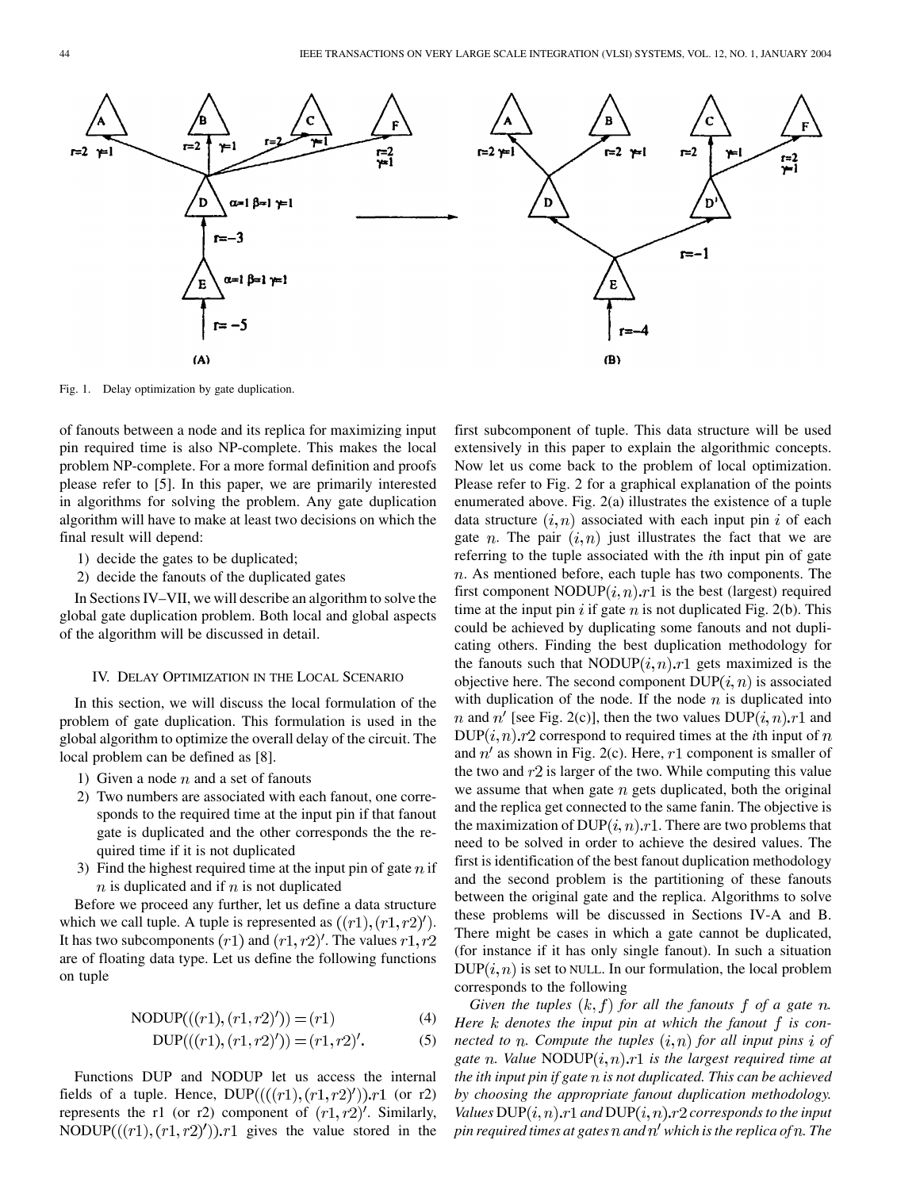Fig. 1. Delay optimization by gate duplication.

of fanouts between a node and its replica for maximizing input pin required time is also NP-complete. This makes the local problem NP-complete. For a more formal definition and proofs please refer to [5]. In this paper, we are primarily interested in algorithms for solving the problem. Any gate duplication algorithm will have to make at least two decisions on which the final result will depend:

1) decide the gates to be duplicated;
2) decide the fanouts of the duplicated gates

In Sections IV–VII, we will describe an algorithm to solve the global gate duplication problem. Both local and global aspects of the algorithm will be discussed in detail.

## IV. Delay Optimization in the Local Scenario

In this section, we will discuss the local formulation of the problem of gate duplication. This formulation is used in the global algorithm to optimize the overall delay of the circuit. The local problem can be defined as [8].

1) Given a node $n$ and a set of fanouts
2) Two numbers are associated with each fanout, one corresponds to the required time at the input pin if that fanout gate is duplicated and the other corresponds the the required time if it is not duplicated
3) Find the highest required time at the input pin of gate $n$ if $n$ is duplicated and if $n$ is not duplicated

Before we proceed any further, let us define a data structure which we call tuple. A tuple is represented as $((r1),(r1,r2)')$. It has two subcomponents $(r1)$ and $(r1,r2)'$. The values $r1, r2$ are of floating data type. Let us define the following functions on tuple

$$\text{NODUP}(((r1),(r1,r2)')) = (r1) \tag{4}$$

$$\text{DUP}(((r1),(r1,r2)')) = (r1,r2)'. \tag{5}$$

Functions DUP and NODUP let us access the internal fields of a tuple. Hence, $\text{DUP}((((r1),(r1,r2)')).r1$ (or r2) represents the r1 (or r2) component of $(r1,r2)'$. Similarly, $\text{NODUP}(((r1),(r1,r2)')).r1$ gives the value stored in the first subcomponent of tuple. This data structure will be used extensively in this paper to explain the algorithmic concepts. Now let us come back to the problem of local optimization. Please refer to Fig. 2 for a graphical explanation of the points enumerated above. Fig. 2(a) illustrates the existence of a tuple data structure $(i,n)$ associated with each input pin $i$ of each gate $n$. The pair $(i,n)$ just illustrates the fact that we are referring to the tuple associated with the $i$th input pin of gate $n$. As mentioned before, each tuple has two components. The first component $\text{NODUP}(i,n).r1$ is the best (largest) required time at the input pin $i$ if gate $n$ is not duplicated Fig. 2(b). This could be achieved by duplicating some fanouts and not duplicating others. Finding the best duplication methodology for the fanouts such that $\text{NODUP}(i,n).r1$ gets maximized is the objective here. The second component $\text{DUP}(i,n)$ is associated with duplication of the node. If the node $n$ is duplicated into $n$ and $n'$ [see Fig. 2(c)], then the two values $\text{DUP}(i,n).r1$ and $\text{DUP}(i,n).r2$ correspond to required times at the $i$th input of $n$ and $n'$ as shown in Fig. 2(c). Here, $r1$ component is smaller of the two and $r2$ is larger of the two. While computing this value we assume that when gate $n$ gets duplicated, both the original and the replica get connected to the same fanin. The objective is the maximization of $\text{DUP}(i,n).r1$. There are two problems that need to be solved in order to achieve the desired values. The first is identification of the best fanout duplication methodology and the second problem is the partitioning of these fanouts between the original gate and the replica. Algorithms to solve these problems will be discussed in Sections IV-A and B. There might be cases in which a gate cannot be duplicated, (for instance if it has only single fanout). In such a situation $\text{DUP}(i,n)$ is set to NULL. In our formulation, the local problem corresponds to the following

*Given the tuples $(k,f)$ for all the fanouts $f$ of a gate $n$. Here $k$ denotes the input pin at which the fanout $f$ is connected to $n$. Compute the tuples $(i,n)$ for all input pins $i$ of gate $n$. Value $\text{NODUP}(i,n).r1$ is the largest required time at the ith input pin if gate $n$ is not duplicated. This can be achieved by choosing the appropriate fanout duplication methodology. Values $\text{DUP}(i,n).r1$ and $\text{DUP}(i,n).r2$ corresponds to the input pin required times at gates $n$ and $n'$ which is the replica of $n$. The*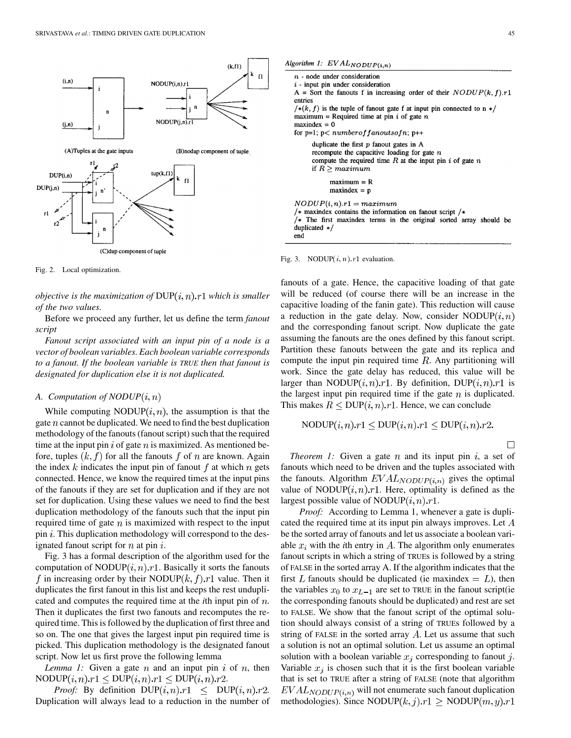Fig. 2. Local optimization.

*objective is the maximization of* DUP$(i,n).r1$ *which is smaller of the two values.*

Before we proceed any further, let us define the term *fanout script*

*Fanout script associated with an input pin of a node is a vector of boolean variables. Each boolean variable corresponds to a fanout. If the boolean variable is* TRUE *then that fanout is designated for duplication else it is not duplicated.*

### A. Computation of NODUP$(i,n)$

While computing NODUP$(i,n)$, the assumption is that the gate $n$ cannot be duplicated. We need to find the best duplication methodology of the fanouts (fanout script) such that the required time at the input pin $i$ of gate $n$ is maximized. As mentioned before, tuples $(k,f)$ for all the fanouts $f$ of $n$ are known. Again the index $k$ indicates the input pin of fanout $f$ at which $n$ gets connected. Hence, we know the required times at the input pins of the fanouts if they are set for duplication and if they are not set for duplication. Using these values we need to find the best duplication methodology of the fanouts such that the input pin required time of gate $n$ is maximized with respect to the input pin $i$. This duplication methodology will correspond to the designated fanout script for $n$ at pin $i$.

Fig. 3 has a formal description of the algorithm used for the computation of NODUP$(i,n).r1$. Basically it sorts the fanouts $f$ in increasing order by their NODUP$(k,f).r1$ value. Then it duplicates the first fanout in this list and keeps the rest unduplicated and computes the required time at the $i$th input pin of $n$. Then it duplicates the first two fanouts and recomputes the required time. This is followed by the duplication of first three and so on. The one that gives the largest input pin required time is picked. This duplication methodology is the designated fanout script. Now let us first prove the following lemma

*Lemma 1:* Given a gate $n$ and an input pin $i$ of $n$, then NODUP$(i,n).r1 \leq$ DUP$(i,n).r1 \leq$ DUP$(i,n).r2$.

*Proof:* By definition DUP$(i,n).r1 \leq$ DUP$(i,n).r2$. Duplication will always lead to a reduction in the number of fanouts of a gate. Hence, the capacitive loading of that gate will be reduced (of course there will be an increase in the capacitive loading of the fanin gate). This reduction will cause a reduction in the gate delay. Now, consider NODUP$(i,n)$ and the corresponding fanout script. Now duplicate the gate assuming the fanouts are the ones defined by this fanout script. Partition these fanouts between the gate and its replica and compute the input pin required time $R$. Any partitioning will work. Since the gate delay has reduced, this value will be larger than NODUP$(i,n).r1$. By definition, DUP$(i,n).r1$ is the largest input pin required time if the gate $n$ is duplicated. This makes $R \leq$ DUP$(i,n).r1$. Hence, we can conclude

$$\text{NODUP}(i,n).r1 \leq \text{DUP}(i,n).r1 \leq \text{DUP}(i,n).r2.$$

□

**Algorithm 1:** $EVAL_{NODUP(i,n)}$

```
n - node under consideration
i - input pin under consideration
A = Sort the fanouts f in increasing order of their NODUP(k, f).r1
entries
/*(k, f) is the tuple of fanout gate f at input pin connected to n */
maximum = Required time at pin i of gate n
maxindex = 0
for p=1; p< numberoffanoutsofn; p++
    duplicate the first p fanout gates in A
    recompute the capacitive loading for gate n
    compute the required time R at the input pin i of gate n
    if R ≥ maximum
        maximum = R
        maxindex = p
NODUP(i, n).r1 = maximum
/* maxindex contains the information on fanout script /*
/* The first maxindex terms in the original sorted array should be
duplicated */
end
```

Fig. 3. NODUP$(i,n).r1$ evaluation.

*Theorem 1:* Given a gate $n$ and its input pin $i$, a set of fanouts which need to be driven and the tuples associated with the fanouts. Algorithm $EVAL_{NODUP(i,n)}$ gives the optimal value of NODUP$(i,n).r1$. Here, optimality is defined as the largest possible value of NODUP$(i,n).r1$.

*Proof:* According to Lemma 1, whenever a gate is duplicated the required time at its input pin always improves. Let $A$ be the sorted array of fanouts and let us associate a boolean variable $x_i$ with the $i$th entry in $A$. The algorithm only enumerates fanout scripts in which a string of TRUEs is followed by a string of FALSE in the sorted array A. If the algorithm indicates that the first $L$ fanouts should be duplicated (ie maxindex $= L$), then the variables $x_0$ to $x_{L-1}$ are set to TRUE in the fanout script(ie the corresponding fanouts should be duplicated) and rest are set to FALSE. We show that the fanout script of the optimal solution should always consist of a string of TRUEs followed by a string of FALSE in the sorted array $A$. Let us assume that such a solution is not an optimal solution. Let us assume an optimal solution with a boolean variable $x_j$ corresponding to fanout $j$. Variable $x_j$ is chosen such that it is the first boolean variable that is set to TRUE after a string of FALSE (note that algorithm $EVAL_{NODUP(i,n)}$ will not enumerate such fanout duplication methodologies). Since NODUP$(k,j).r1 \geq$ NODUP$(m,y).r1$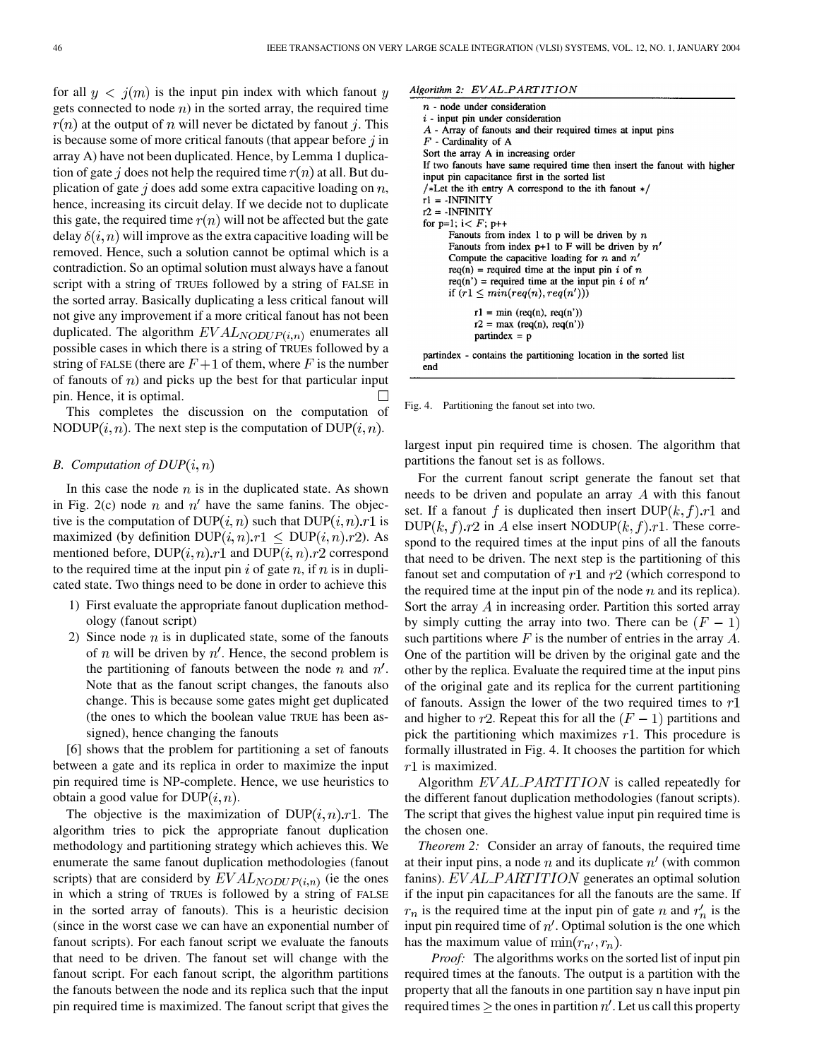for all $y < j(m)$ is the input pin index with which fanout $y$ gets connected to node $n$) in the sorted array, the required time $r(n)$ at the output of $n$ will never be dictated by fanout $j$. This is because some of more critical fanouts (that appear before $j$ in array A) have not been duplicated. Hence, by Lemma 1 duplication of gate $j$ does not help the required time $r(n)$ at all. But duplication of gate $j$ does add some extra capacitive loading on $n$, hence, increasing its circuit delay. If we decide not to duplicate this gate, the required time $r(n)$ will not be affected but the gate delay $\delta(i, n)$ will improve as the extra capacitive loading will be removed. Hence, such a solution cannot be optimal which is a contradiction. So an optimal solution must always have a fanout script with a string of TRUEs followed by a string of FALSE in the sorted array. Basically duplicating a less critical fanout will not give any improvement if a more critical fanout has not been duplicated. The algorithm $EVAL_{NODUP(i,n)}$ enumerates all possible cases in which there is a string of TRUEs followed by a string of FALSE (there are $F+1$ of them, where $F$ is the number of fanouts of $n$) and picks up the best for that particular input pin. Hence, it is optimal. □

This completes the discussion on the computation of NODUP$(i, n)$. The next step is the computation of DUP$(i, n)$.

### B. Computation of DUP$(i, n)$

In this case the node $n$ is in the duplicated state. As shown in Fig. 2(c) node $n$ and $n'$ have the same fanins. The objective is the computation of DUP$(i, n)$ such that DUP$(i, n).r1$ is maximized (by definition DUP$(i, n).r1 \leq$ DUP$(i, n).r2$). As mentioned before, DUP$(i, n).r1$ and DUP$(i, n).r2$ correspond to the required time at the input pin $i$ of gate $n$, if $n$ is in duplicated state. Two things need to be done in order to achieve this

1) First evaluate the appropriate fanout duplication methodology (fanout script)
2) Since node $n$ is in duplicated state, some of the fanouts of $n$ will be driven by $n'$. Hence, the second problem is the partitioning of fanouts between the node $n$ and $n'$. Note that as the fanout script changes, the fanouts also change. This is because some gates might get duplicated (the ones to which the boolean value TRUE has been assigned), hence changing the fanouts

[6] shows that the problem for partitioning a set of fanouts between a gate and its replica in order to maximize the input pin required time is NP-complete. Hence, we use heuristics to obtain a good value for DUP$(i, n)$.

The objective is the maximization of DUP$(i, n).r1$. The algorithm tries to pick the appropriate fanout duplication methodology and partitioning strategy which achieves this. We enumerate the same fanout duplication methodologies (fanout scripts) that are considerd by $EVAL_{NODUP(i,n)}$ (ie the ones in which a string of TRUEs is followed by a string of FALSE in the sorted array of fanouts). This is a heuristic decision (since in the worst case we can have an exponential number of fanout scripts). For each fanout script we evaluate the fanouts that need to be driven. The fanout set will change with the fanout script. For each fanout script, the algorithm partitions the fanouts between the node and its replica such that the input pin required time is maximized. The fanout script that gives the largest input pin required time is chosen. The algorithm that partitions the fanout set is as follows.

For the current fanout script generate the fanout set that needs to be driven and populate an array $A$ with this fanout set. If a fanout $f$ is duplicated then insert DUP$(k, f).r1$ and DUP$(k, f).r2$ in $A$ else insert NODUP$(k, f).r1$. These correspond to the required times at the input pins of all the fanouts that need to be driven. The next step is the partitioning of this fanout set and computation of $r1$ and $r2$ (which correspond to the required time at the input pin of the node $n$ and its replica). Sort the array $A$ in increasing order. Partition this sorted array by simply cutting the array into two. There can be $(F - 1)$ such partitions where $F$ is the number of entries in the array $A$. One of the partition will be driven by the original gate and the other by the replica. Evaluate the required time at the input pins of the original gate and its replica for the current partitioning of fanouts. Assign the lower of the two required times to $r1$ and higher to $r2$. Repeat this for all the $(F - 1)$ partitions and pick the partitioning which maximizes $r1$. This procedure is formally illustrated in Fig. 4. It chooses the partition for which $r1$ is maximized.

Algorithm $EVAL\_PARTITION$ is called repeatedly for the different fanout duplication methodologies (fanout scripts). The script that gives the highest value input pin required time is the chosen one.

**Algorithm 2:** $EVAL\_PARTITION$

```
n - node under consideration
i - input pin under consideration
A - Array of fanouts and their required times at input pins
F - Cardinality of A
Sort the array A in increasing order
If two fanouts have same required time then insert the fanout with higher
input pin capacitance first in the sorted list
/*Let the ith entry A correspond to the ith fanout */
r1 = -INFINITY
r2 = -INFINITY
for p=1; i< F; p++
      Fanouts from index 1 to p will be driven by n
      Fanouts from index p+1 to F will be driven by n'
      Compute the capacitive loading for n and n'
      req(n) = required time at the input pin i of n
      req(n') = required time at the input pin i of n'
      if (r1 ≤ min(req(n), req(n')))
            r1 = min (req(n), req(n'))
            r2 = max (req(n), req(n'))
            partindex = p
partindex - contains the partitioning location in the sorted list
end
```

Fig. 4. Partitioning the fanout set into two.

*Theorem 2:* Consider an array of fanouts, the required time at their input pins, a node $n$ and its duplicate $n'$ (with common fanins). $EVAL\_PARTITION$ generates an optimal solution if the input pin capacitances for all the fanouts are the same. If $r_n$ is the required time at the input pin of gate $n$ and $r'_n$ is the input pin required time of $n'$. Optimal solution is the one which has the maximum value of $\min(r_{n'}, r_n)$.

*Proof:* The algorithms works on the sorted list of input pin required times at the fanouts. The output is a partition with the property that all the fanouts in one partition say n have input pin required times $\geq$ the ones in partition $n'$. Let us call this property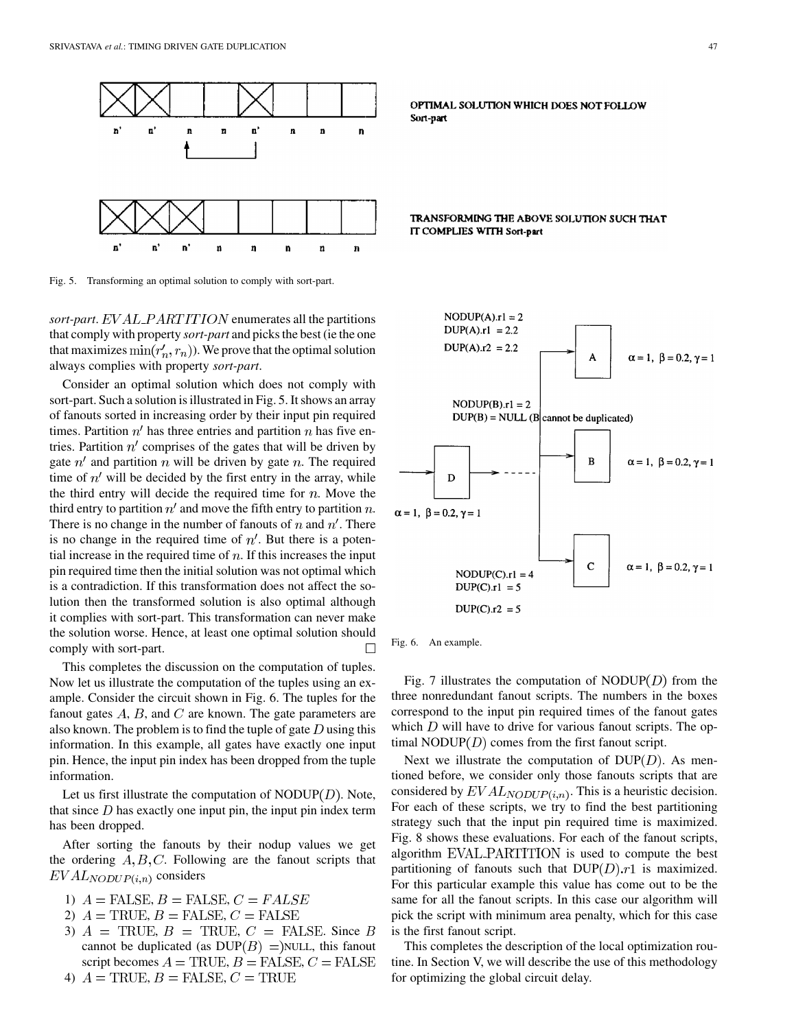OPTIMAL SOLUTION WHICH DOES NOT FOLLOW Sort-part

TRANSFORMING THE ABOVE SOLUTION SUCH THAT IT COMPLIES WITH Sort-part

Fig. 5. Transforming an optimal solution to comply with sort-part.

*sort-part*. $EVAL\_PARTITION$ enumerates all the partitions that comply with property *sort-part* and picks the best (ie the one that maximizes $\min(r'_n, r_n)$). We prove that the optimal solution always complies with property *sort-part*.

Consider an optimal solution which does not comply with sort-part. Such a solution is illustrated in Fig. 5. It shows an array of fanouts sorted in increasing order by their input pin required times. Partition $n'$ has three entries and partition $n$ has five entries. Partition $n'$ comprises of the gates that will be driven by gate $n'$ and partition $n$ will be driven by gate $n$. The required time of $n'$ will be decided by the first entry in the array, while the third entry will decide the required time for $n$. Move the third entry to partition $n'$ and move the fifth entry to partition $n$. There is no change in the number of fanouts of $n$ and $n'$. There is no change in the required time of $n'$. But there is a potential increase in the required time of $n$. If this increases the input pin required time then the initial solution was not optimal which is a contradiction. If this transformation does not affect the solution then the transformed solution is also optimal although it complies with sort-part. This transformation can never make the solution worse. Hence, at least one optimal solution should comply with sort-part. □

This completes the discussion on the computation of tuples. Now let us illustrate the computation of the tuples using an example. Consider the circuit shown in Fig. 6. The tuples for the fanout gates $A$, $B$, and $C$ are known. The gate parameters are also known. The problem is to find the tuple of gate $D$ using this information. In this example, all gates have exactly one input pin. Hence, the input pin index has been dropped from the tuple information.

Let us first illustrate the computation of NODUP$(D)$. Note, that since $D$ has exactly one input pin, the input pin index term has been dropped.

After sorting the fanouts by their nodup values we get the ordering $A, B, C$. Following are the fanout scripts that $EVAL_{NODUP(i,n)}$ considers

1) $A =$ FALSE, $B =$ FALSE, $C = FALSE$
2) $A =$ TRUE, $B =$ FALSE, $C =$ FALSE
3) $A =$ TRUE, $B =$ TRUE, $C =$ FALSE. Since $B$ cannot be duplicated (as DUP$(B)$ $=$)NULL, this fanout script becomes $A =$ TRUE, $B =$ FALSE, $C =$ FALSE
4) $A =$ TRUE, $B =$ FALSE, $C =$ TRUE

NODUP(A).r1 = 2
DUP(A).r1 = 2.2
DUP(A).r2 = 2.2
NODUP(B).r1 = 2
DUP(B) = NULL (B cannot be duplicated)
NODUP(C).r1 = 4
DUP(C).r1 = 5
DUP(C).r2 = 5
$\alpha = 1,\ \beta = 0.2,\ \gamma = 1$

Fig. 6. An example.

Fig. 7 illustrates the computation of NODUP$(D)$ from the three nonredundant fanout scripts. The numbers in the boxes correspond to the input pin required times of the fanout gates which $D$ will have to drive for various fanout scripts. The optimal NODUP$(D)$ comes from the first fanout script.

Next we illustrate the computation of DUP$(D)$. As mentioned before, we consider only those fanouts scripts that are considered by $EVAL_{NODUP(i,n)}$. This is a heuristic decision. For each of these scripts, we try to find the best partitioning strategy such that the input pin required time is maximized. Fig. 8 shows these evaluations. For each of the fanout scripts, algorithm EVAL_PARTITION is used to compute the best partitioning of fanouts such that DUP$(D).r1$ is maximized. For this particular example this value has come out to be the same for all the fanout scripts. In this case our algorithm will pick the script with minimum area penalty, which for this case is the first fanout script.

This completes the description of the local optimization routine. In Section V, we will describe the use of this methodology for optimizing the global circuit delay.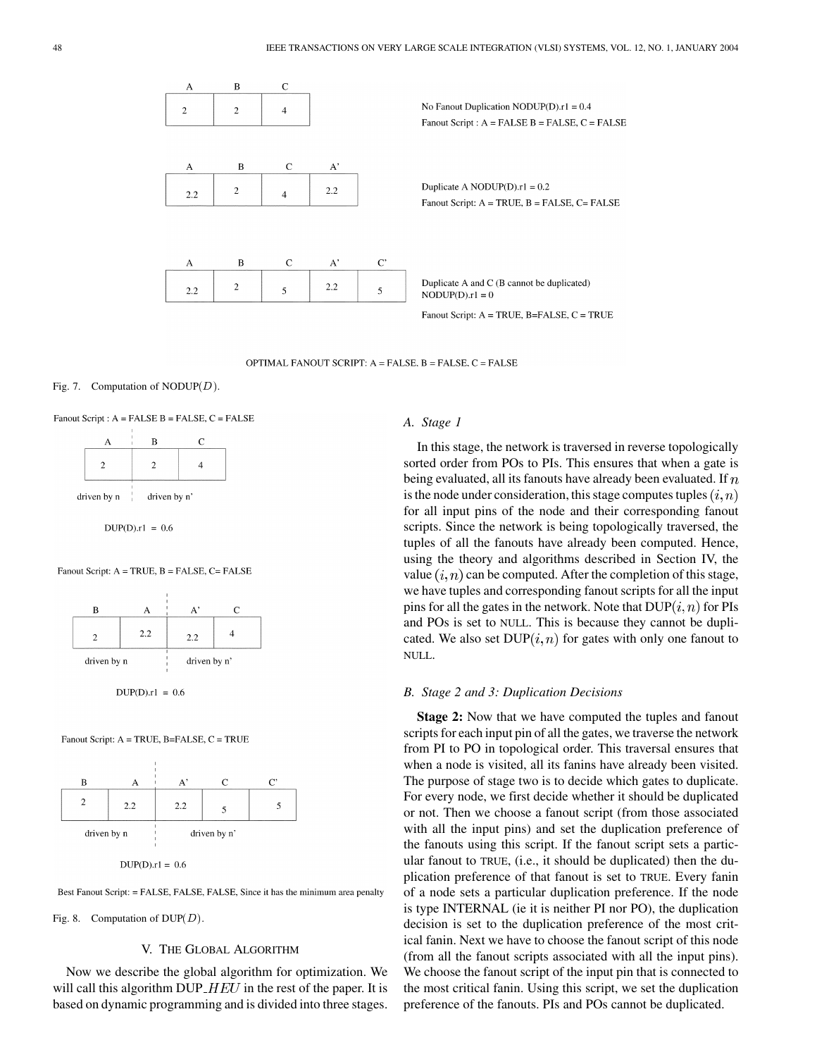| A | B | C |
|---|---|---|
| 2 | 2 | 4 |

No Fanout Duplication NODUP(D).r1 = 0.4

Fanout Script : A = FALSE B = FALSE, C = FALSE

| A | B | C | A' |
|---|---|---|---|
| 2.2 | 2 | 4 | 2.2 |

Duplicate A NODUP(D).r1 = 0.2

Fanout Script: A = TRUE, B = FALSE, C= FALSE

| A | B | C | A' | C' |
|---|---|---|---|---|
| 2.2 | 2 | 5 | 2.2 | 5 |

Duplicate A and C (B cannot be duplicated)
NODUP(D).r1 = 0

Fanout Script: A = TRUE, B=FALSE, C = TRUE

OPTIMAL FANOUT SCRIPT: A = FALSE, B = FALSE, C = FALSE

Fig. 7. Computation of NODUP($D$).

Fanout Script : A = FALSE B = FALSE, C = FALSE

| A | B | C |
|---|---|---|
| 2 | 2 | 4 |

driven by n | driven by n'

DUP(D).r1 = 0.6

Fanout Script: A = TRUE, B = FALSE, C= FALSE

| B | A | A' | C |
|---|---|---|---|
| 2 | 2.2 | 2.2 | 4 |

driven by n | driven by n'

DUP(D).r1 = 0.6

Fanout Script: A = TRUE, B=FALSE, C = TRUE

| B | A | A' | C | C' |
|---|---|---|---|---|
| 2 | 2.2 | 2.2 | 5 | 5 |

driven by n | driven by n'

DUP(D).r1 = 0.6

Best Fanout Script: = FALSE, FALSE, FALSE, Since it has the minimum area penalty

Fig. 8. Computation of DUP($D$).

## V. The Global Algorithm

Now we describe the global algorithm for optimization. We will call this algorithm DUP_$HEU$ in the rest of the paper. It is based on dynamic programming and is divided into three stages.

### A. Stage 1

In this stage, the network is traversed in reverse topologically sorted order from POs to PIs. This ensures that when a gate is being evaluated, all its fanouts have already been evaluated. If $n$ is the node under consideration, this stage computes tuples $(i, n)$ for all input pins of the node and their corresponding fanout scripts. Since the network is being topologically traversed, the tuples of all the fanouts have already been computed. Hence, using the theory and algorithms described in Section IV, the value $(i, n)$ can be computed. After the completion of this stage, we have tuples and corresponding fanout scripts for all the input pins for all the gates in the network. Note that DUP$(i, n)$ for PIs and POs is set to NULL. This is because they cannot be duplicated. We also set DUP$(i, n)$ for gates with only one fanout to NULL.

### B. Stage 2 and 3: Duplication Decisions

**Stage 2:** Now that we have computed the tuples and fanout scripts for each input pin of all the gates, we traverse the network from PI to PO in topological order. This traversal ensures that when a node is visited, all its fanins have already been visited. The purpose of stage two is to decide which gates to duplicate. For every node, we first decide whether it should be duplicated or not. Then we choose a fanout script (from those associated with all the input pins) and set the duplication preference of the fanouts using this script. If the fanout script sets a particular fanout to TRUE, (i.e., it should be duplicated) then the duplication preference of that fanout is set to TRUE. Every fanin of a node sets a particular duplication preference. If the node is type INTERNAL (ie it is neither PI nor PO), the duplication decision is set to the duplication preference of the most critical fanin. Next we have to choose the fanout script of this node (from all the fanout scripts associated with all the input pins). We choose the fanout script of the input pin that is connected to the most critical fanin. Using this script, we set the duplication preference of the fanouts. PIs and POs cannot be duplicated.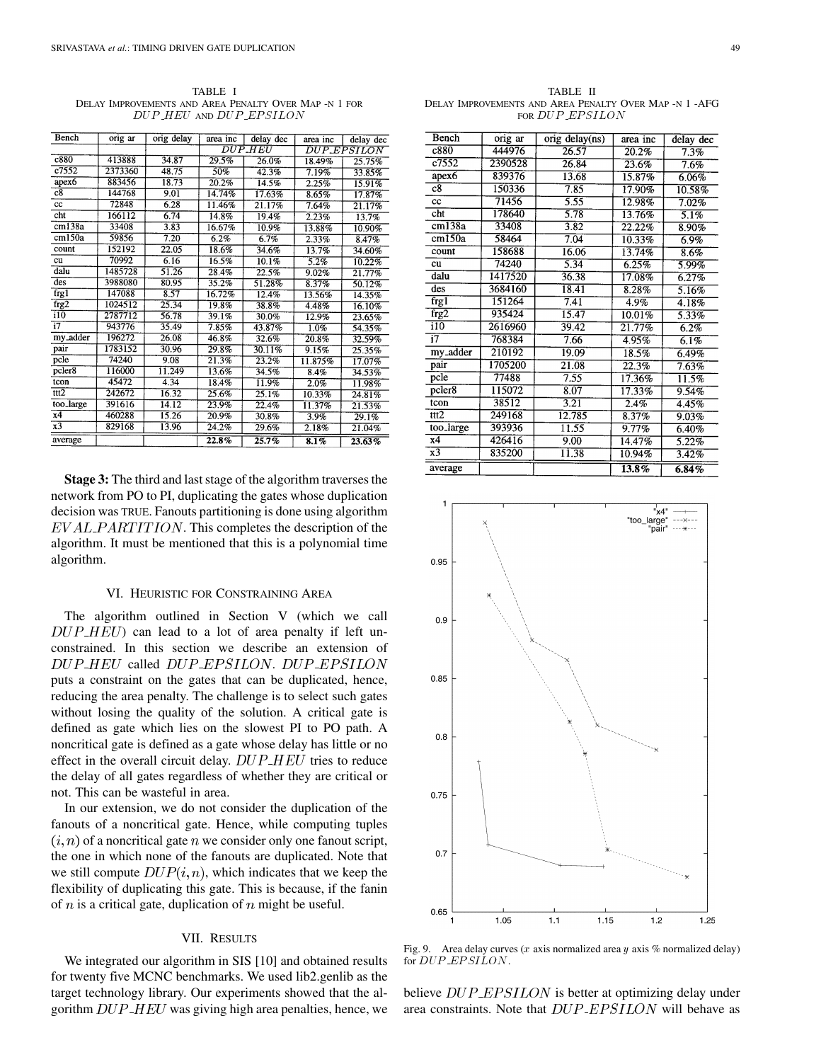TABLE I
DELAY IMPROVEMENTS AND AREA PENALTY OVER MAP -N 1 FOR $DUP\_HEU$ AND $DUP\_EPSILON$

| Bench | orig ar | orig delay | area inc | delay dec | area inc | delay dec |
|---|---|---|---|---|---|---|
| | | | $DUP\_HEU$ | | $DUP\_EPSILON$ | |
| c880 | 413888 | 34.87 | 29.5% | 26.0% | 18.49% | 25.75% |
| c7552 | 2373360 | 48.75 | 50% | 42.3% | 7.19% | 33.85% |
| apex6 | 883456 | 18.73 | 20.2% | 14.5% | 2.25% | 15.91% |
| c8 | 144768 | 9.01 | 14.74% | 17.63% | 8.65% | 17.87% |
| cc | 72848 | 6.28 | 11.46% | 21.17% | 7.64% | 21.17% |
| cht | 166112 | 6.74 | 14.8% | 19.4% | 2.23% | 13.7% |
| cm138a | 33408 | 3.83 | 16.67% | 10.9% | 13.88% | 10.90% |
| cm150a | 59856 | 7.20 | 6.2% | 6.7% | 2.33% | 8.47% |
| count | 152192 | 22.05 | 18.6% | 34.6% | 13.7% | 34.60% |
| cu | 70992 | 6.16 | 16.5% | 10.1% | 5.2% | 10.22% |
| dalu | 1485728 | 51.26 | 28.4% | 22.5% | 9.02% | 21.77% |
| des | 3988080 | 80.95 | 35.2% | 51.28% | 8.37% | 50.12% |
| frg1 | 147088 | 8.57 | 16.72% | 12.4% | 13.56% | 14.35% |
| frg2 | 1024512 | 25.34 | 19.8% | 38.8% | 4.48% | 16.10% |
| i10 | 2787712 | 56.78 | 39.1% | 30.0% | 12.9% | 23.65% |
| i7 | 943776 | 35.49 | 7.85% | 43.87% | 1.0% | 54.35% |
| my_adder | 196272 | 26.08 | 46.8% | 32.6% | 20.8% | 32.59% |
| pair | 1783152 | 30.96 | 29.8% | 30.11% | 9.15% | 25.35% |
| pcle | 74240 | 9.08 | 21.3% | 23.2% | 11.875% | 17.07% |
| pcler8 | 116000 | 11.249 | 13.6% | 34.5% | 8.4% | 34.53% |
| tcon | 45472 | 4.34 | 18.4% | 11.9% | 2.0% | 11.98% |
| ttt2 | 242672 | 16.32 | 25.6% | 25.1% | 10.33% | 24.81% |
| too_large | 391616 | 14.12 | 23.9% | 22.4% | 11.37% | 21.53% |
| x4 | 460288 | 15.26 | 20.9% | 30.8% | 3.9% | 29.1% |
| x3 | 829168 | 13.96 | 24.2% | 29.6% | 2.18% | 21.04% |
| average | | | **22.8%** | **25.7%** | **8.1%** | **23.63%** |

**Stage 3:** The third and last stage of the algorithm traverses the network from PO to PI, duplicating the gates whose duplication decision was TRUE. Fanouts partitioning is done using algorithm $EVAL\_PARTITION$. This completes the description of the algorithm. It must be mentioned that this is a polynomial time algorithm.

## VI. HEURISTIC FOR CONSTRAINING AREA

The algorithm outlined in Section V (which we call $DUP\_HEU$) can lead to a lot of area penalty if left unconstrained. In this section we describe an extension of $DUP\_HEU$ called $DUP\_EPSILON$. $DUP\_EPSILON$ puts a constraint on the gates that can be duplicated, hence, reducing the area penalty. The challenge is to select such gates without losing the quality of the solution. A critical gate is defined as gate which lies on the slowest PI to PO path. A noncritical gate is defined as a gate whose delay has little or no effect in the overall circuit delay. $DUP\_HEU$ tries to reduce the delay of all gates regardless of whether they are critical or not. This can be wasteful in area.

In our extension, we do not consider the duplication of the fanouts of a noncritical gate. Hence, while computing tuples $(i, n)$ of a noncritical gate $n$ we consider only one fanout script, the one in which none of the fanouts are duplicated. Note that we still compute $DUP(i, n)$, which indicates that we keep the flexibility of duplicating this gate. This is because, if the fanin of $n$ is a critical gate, duplication of $n$ might be useful.

## VII. RESULTS

We integrated our algorithm in SIS [10] and obtained results for twenty five MCNC benchmarks. We used lib2.genlib as the target technology library. Our experiments showed that the algorithm $DUP\_HEU$ was giving high area penalties, hence, we believe $DUP\_EPSILON$ is better at optimizing delay under area constraints. Note that $DUP\_EPSILON$ will behave as

TABLE II
DELAY IMPROVEMENTS AND AREA PENALTY OVER MAP -N 1 -AFG FOR $DUP\_EPSILON$

| Bench | orig ar | orig delay(ns) | area inc | delay dec |
|---|---|---|---|---|
| c880 | 444976 | 26.57 | 20.2% | 7.3% |
| c7552 | 2390528 | 26.84 | 23.6% | 7.6% |
| apex6 | 839376 | 13.68 | 15.87% | 6.06% |
| c8 | 150336 | 7.85 | 17.90% | 10.58% |
| cc | 71456 | 5.55 | 12.98% | 7.02% |
| cht | 178640 | 5.78 | 13.76% | 5.1% |
| cm138a | 33408 | 3.82 | 22.22% | 8.90% |
| cm150a | 58464 | 7.04 | 10.33% | 6.9% |
| count | 158688 | 16.06 | 13.74% | 8.6% |
| cu | 74240 | 5.34 | 6.25% | 5.99% |
| dalu | 1417520 | 36.38 | 17.08% | 6.27% |
| des | 3684160 | 18.41 | 8.28% | 5.16% |
| frg1 | 151264 | 7.41 | 4.9% | 4.18% |
| frg2 | 935424 | 15.47 | 10.01% | 5.33% |
| i10 | 2616960 | 39.42 | 21.77% | 6.2% |
| i7 | 768384 | 7.66 | 4.95% | 6.1% |
| my_adder | 210192 | 19.09 | 18.5% | 6.49% |
| pair | 1705200 | 21.08 | 22.3% | 7.63% |
| pcle | 77488 | 7.55 | 17.36% | 11.5% |
| pcler8 | 115072 | 8.07 | 17.33% | 9.54% |
| tcon | 38512 | 3.21 | 2.4% | 4.45% |
| ttt2 | 249168 | 12.785 | 8.37% | 9.03% |
| too_large | 393936 | 11.55 | 9.77% | 6.40% |
| x4 | 426416 | 9.00 | 14.47% | 5.22% |
| x3 | 835200 | 11.38 | 10.94% | 3.42% |
| average | | | **13.8%** | **6.84%** |

Fig. 9. Area delay curves ($x$ axis normalized area $y$ axis % normalized delay) for $DUP\_EPSILON$.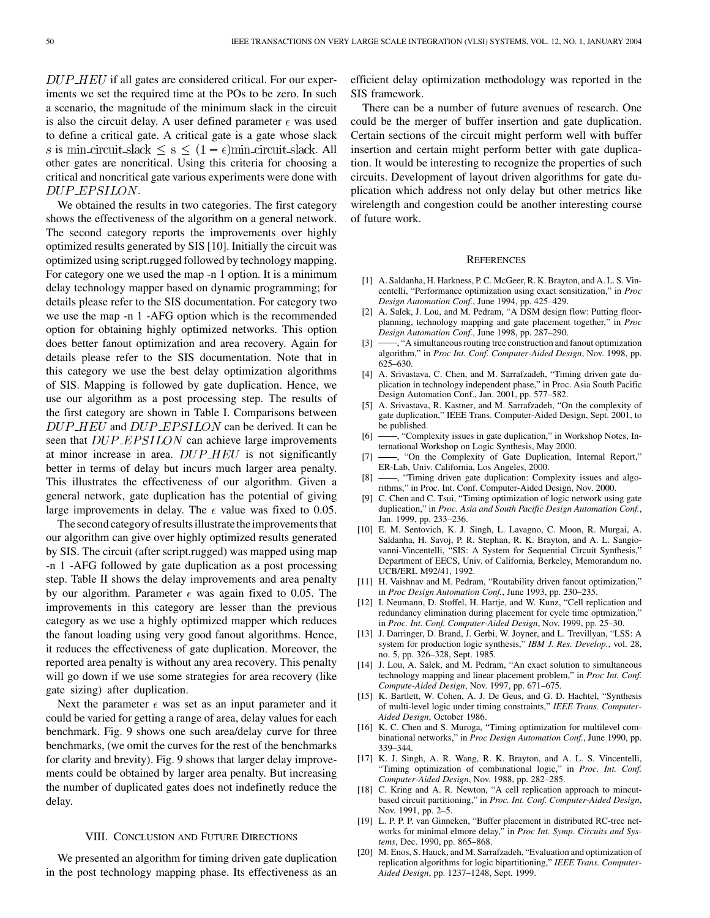$DUP\_HEU$ if all gates are considered critical. For our experiments we set the required time at the POs to be zero. In such a scenario, the magnitude of the minimum slack in the circuit is also the circuit delay. A user defined parameter $\epsilon$ was used to define a critical gate. A critical gate is a gate whose slack $s$ is $\text{min\_circuit\_slack} \leq s \leq (1 - \epsilon)\text{min\_circuit\_slack}$. All other gates are noncritical. Using this criteria for choosing a critical and noncritical gate various experiments were done with $DUP\_EPSILON$.

We obtained the results in two categories. The first category shows the effectiveness of the algorithm on a general network. The second category reports the improvements over highly optimized results generated by SIS [10]. Initially the circuit was optimized using script.rugged followed by technology mapping. For category one we used the map -n 1 option. It is a minimum delay technology mapper based on dynamic programming; for details please refer to the SIS documentation. For category two we use the map -n 1 -AFG option which is the recommended option for obtaining highly optimized networks. This option does better fanout optimization and area recovery. Again for details please refer to the SIS documentation. Note that in this category we use the best delay optimization algorithms of SIS. Mapping is followed by gate duplication. Hence, we use our algorithm as a post processing step. The results of the first category are shown in Table I. Comparisons between $DUP\_HEU$ and $DUP\_EPSILON$ can be derived. It can be seen that $DUP\_EPSILON$ can achieve large improvements at minor increase in area. $DUP\_HEU$ is not significantly better in terms of delay but incurs much larger area penalty. This illustrates the effectiveness of our algorithm. Given a general network, gate duplication has the potential of giving large improvements in delay. The $\epsilon$ value was fixed to 0.05.

The second category of results illustrate the improvements that our algorithm can give over highly optimized results generated by SIS. The circuit (after script.rugged) was mapped using map -n 1 -AFG followed by gate duplication as a post processing step. Table II shows the delay improvements and area penalty by our algorithm. Parameter $\epsilon$ was again fixed to 0.05. The improvements in this category are lesser than the previous category as we use a highly optimized mapper which reduces the fanout loading using very good fanout algorithms. Hence, it reduces the effectiveness of gate duplication. Moreover, the reported area penalty is without any area recovery. This penalty will go down if we use some strategies for area recovery (like gate sizing) after duplication.

Next the parameter $\epsilon$ was set as an input parameter and it could be varied for getting a range of area, delay values for each benchmark. Fig. 9 shows one such area/delay curve for three benchmarks, (we omit the curves for the rest of the benchmarks for clarity and brevity). Fig. 9 shows that larger delay improvements could be obtained by larger area penalty. But increasing the number of duplicated gates does not indefinetly reduce the delay.

## VIII. Conclusion and Future Directions

We presented an algorithm for timing driven gate duplication in the post technology mapping phase. Its effectiveness as an efficient delay optimization methodology was reported in the SIS framework.

There can be a number of future avenues of research. One could be the merger of buffer insertion and gate duplication. Certain sections of the circuit might perform well with buffer insertion and certain might perform better with gate duplication. It would be interesting to recognize the properties of such circuits. Development of layout driven algorithms for gate duplication which address not only delay but other metrics like wirelength and congestion could be another interesting course of future work.

## References

[1] A. Saldanha, H. Harkness, P. C. McGeer, R. K. Brayton, and A. L. S. Vincentelli, "Performance optimization using exact sensitization," in *Proc Design Automation Conf.*, June 1994, pp. 425–429.

[2] A. Salek, J. Lou, and M. Pedram, "A DSM design flow: Putting floorplanning, technology mapping and gate placement together," in *Proc Design Automation Conf.*, June 1998, pp. 287–290.

[3] ——, "A simultaneous routing tree construction and fanout optimization algorithm," in *Proc Int. Conf. Computer-Aided Design*, Nov. 1998, pp. 625–630.

[4] A. Srivastava, C. Chen, and M. Sarrafzadeh, "Timing driven gate duplication in technology independent phase," in Proc. Asia South Pacific Design Automation Conf., Jan. 2001, pp. 577–582.

[5] A. Srivastava, R. Kastner, and M. Sarrafzadeh, "On the complexity of gate duplication," IEEE Trans. Computer-Aided Design, Sept. 2001, to be published.

[6] ——, "Complexity issues in gate duplication," in Workshop Notes, International Workshop on Logic Synthesis, May 2000.

[7] ——, "On the Complexity of Gate Duplication, Internal Report," ER-Lab, Univ. California, Los Angeles, 2000.

[8] ——, "Timing driven gate duplication: Complexity issues and algorithms," in Proc. Int. Conf. Computer-Aided Design, Nov. 2000.

[9] C. Chen and C. Tsui, "Timing optimization of logic network using gate duplication," in *Proc. Asia and South Pacific Design Automation Conf.*, Jan. 1999, pp. 233–236.

[10] E. M. Sentovich, K. J. Singh, L. Lavagno, C. Moon, R. Murgai, A. Saldanha, H. Savoj, P. R. Stephan, R. K. Brayton, and A. L. Sangiovanni-Vincentelli, "SIS: A System for Sequential Circuit Synthesis," Department of EECS, Univ. of California, Berkeley, Memorandum no. UCB/ERL M92/41, 1992.

[11] H. Vaishnav and M. Pedram, "Routability driven fanout optimization," in *Proc Design Automation Conf.*, June 1993, pp. 230–235.

[12] I. Neumann, D. Stoffel, H. Hartje, and W. Kunz, "Cell replication and redundancy elimination during placement for cycle time optmization," in *Proc. Int. Conf. Computer-Aided Design*, Nov. 1999, pp. 25–30.

[13] J. Darringer, D. Brand, J. Gerbi, W. Joyner, and L. Trevillyan, "LSS: A system for production logic synthesis," *IBM J. Res. Develop.*, vol. 28, no. 5, pp. 326–328, Sept. 1985.

[14] J. Lou, A. Salek, and M. Pedram, "An exact solution to simultaneous technology mapping and linear placement problem," in *Proc Int. Conf. Compute-Aided Design*, Nov. 1997, pp. 671–675.

[15] K. Bartlett, W. Cohen, A. J. De Geus, and G. D. Hachtel, "Synthesis of multi-level logic under timing constraints," *IEEE Trans. Computer-Aided Design*, October 1986.

[16] K. C. Chen and S. Muroga, "Timing optimization for multilevel combinational networks," in *Proc Design Automation Conf.*, June 1990, pp. 339–344.

[17] K. J. Singh, A. R. Wang, R. K. Brayton, and A. L. S. Vincentelli, "Timing optimization of combinational logic," in *Proc. Int. Conf. Computer-Aided Design*, Nov. 1988, pp. 282–285.

[18] C. Kring and A. R. Newton, "A cell replication approach to mincut-based circuit partitioning," in *Proc. Int. Conf. Computer-Aided Design*, Nov. 1991, pp. 2–5.

[19] L. P. P. P. van Ginneken, "Buffer placement in distributed RC-tree networks for minimal elmore delay," in *Proc Int. Symp. Circuits and Systems*, Dec. 1990, pp. 865–868.

[20] M. Enos, S. Hauck, and M. Sarrafzadeh, "Evaluation and optimization of replication algorithms for logic bipartitioning," *IEEE Trans. Computer-Aided Design*, pp. 1237–1248, Sept. 1999.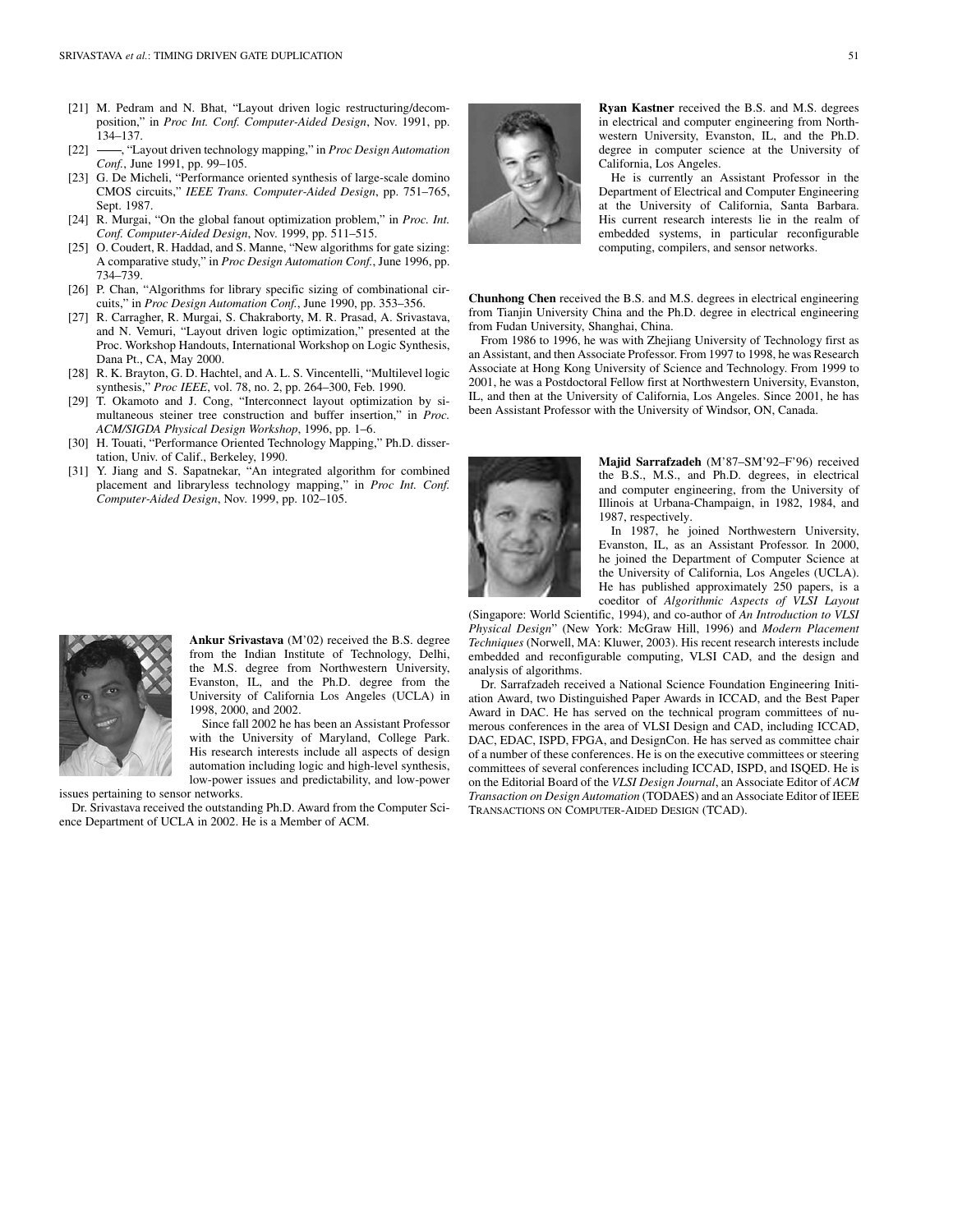[21] M. Pedram and N. Bhat, "Layout driven logic restructuring/decomposition," in *Proc Int. Conf. Computer-Aided Design*, Nov. 1991, pp. 134–137.

[22] ——, "Layout driven technology mapping," in *Proc Design Automation Conf.*, June 1991, pp. 99–105.

[23] G. De Micheli, "Performance oriented synthesis of large-scale domino CMOS circuits," *IEEE Trans. Computer-Aided Design*, pp. 751–765, Sept. 1987.

[24] R. Murgai, "On the global fanout optimization problem," in *Proc. Int. Conf. Computer-Aided Design*, Nov. 1999, pp. 511–515.

[25] O. Coudert, R. Haddad, and S. Manne, "New algorithms for gate sizing: A comparative study," in *Proc Design Automation Conf.*, June 1996, pp. 734–739.

[26] P. Chan, "Algorithms for library specific sizing of combinational circuits," in *Proc Design Automation Conf.*, June 1990, pp. 353–356.

[27] R. Carragher, R. Murgai, S. Chakraborty, M. R. Prasad, A. Srivastava, and N. Vemuri, "Layout driven logic optimization," presented at the Proc. Workshop Handouts, International Workshop on Logic Synthesis, Dana Pt., CA, May 2000.

[28] R. K. Brayton, G. D. Hachtel, and A. L. S. Vincentelli, "Multilevel logic synthesis," *Proc IEEE*, vol. 78, no. 2, pp. 264–300, Feb. 1990.

[29] T. Okamoto and J. Cong, "Interconnect layout optimization by simultaneous steiner tree construction and buffer insertion," in *Proc. ACM/SIGDA Physical Design Workshop*, 1996, pp. 1–6.

[30] H. Touati, "Performance Oriented Technology Mapping," Ph.D. dissertation, Univ. of Calif., Berkeley, 1990.

[31] Y. Jiang and S. Sapatnekar, "An integrated algorithm for combined placement and libraryless technology mapping," in *Proc Int. Conf. Computer-Aided Design*, Nov. 1999, pp. 102–105.

**Ankur Srivastava** (M'02) received the B.S. degree from the Indian Institute of Technology, Delhi, the M.S. degree from Northwestern University, Evanston, IL, and the Ph.D. degree from the University of California Los Angeles (UCLA) in 1998, 2000, and 2002.

Since fall 2002 he has been an Assistant Professor with the University of Maryland, College Park. His research interests include all aspects of design automation including logic and high-level synthesis, low-power issues and predictability, and low-power issues pertaining to sensor networks.

Dr. Srivastava received the outstanding Ph.D. Award from the Computer Science Department of UCLA in 2002. He is a Member of ACM.

**Ryan Kastner** received the B.S. and M.S. degrees in electrical and computer engineering from Northwestern University, Evanston, IL, and the Ph.D. degree in computer science at the University of California, Los Angeles.

He is currently an Assistant Professor in the Department of Electrical and Computer Engineering at the University of California, Santa Barbara. His current research interests lie in the realm of embedded systems, in particular reconfigurable computing, compilers, and sensor networks.

**Chunhong Chen** received the B.S. and M.S. degrees in electrical engineering from Tianjin University China and the Ph.D. degree in electrical engineering from Fudan University, Shanghai, China.

From 1986 to 1996, he was with Zhejiang University of Technology first as an Assistant, and then Associate Professor. From 1997 to 1998, he was Research Associate at Hong Kong University of Science and Technology. From 1999 to 2001, he was a Postdoctoral Fellow first at Northwestern University, Evanston, IL, and then at the University of California, Los Angeles. Since 2001, he has been Assistant Professor with the University of Windsor, ON, Canada.

**Majid Sarrafzadeh** (M'87–SM'92–F'96) received the B.S., M.S., and Ph.D. degrees, in electrical and computer engineering, from the University of Illinois at Urbana-Champaign, in 1982, 1984, and 1987, respectively.

In 1987, he joined Northwestern University, Evanston, IL, as an Assistant Professor. In 2000, he joined the Department of Computer Science at the University of California, Los Angeles (UCLA). He has published approximately 250 papers, is a coeditor of *Algorithmic Aspects of VLSI Layout* (Singapore: World Scientific, 1994), and co-author of *An Introduction to VLSI Physical Design*" (New York: McGraw Hill, 1996) and *Modern Placement Techniques* (Norwell, MA: Kluwer, 2003). His recent research interests include embedded and reconfigurable computing, VLSI CAD, and the design and analysis of algorithms.

Dr. Sarrafzadeh received a National Science Foundation Engineering Initiation Award, two Distinguished Paper Awards in ICCAD, and the Best Paper Award in DAC. He has served on the technical program committees of numerous conferences in the area of VLSI Design and CAD, including ICCAD, DAC, EDAC, ISPD, FPGA, and DesignCon. He has served as committee chair of a number of these conferences. He is on the executive committees or steering committees of several conferences including ICCAD, ISPD, and ISQED. He is on the Editorial Board of the *VLSI Design Journal*, an Associate Editor of *ACM Transaction on Design Automation* (TODAES) and an Associate Editor of IEEE TRANSACTIONS ON COMPUTER-AIDED DESIGN (TCAD).